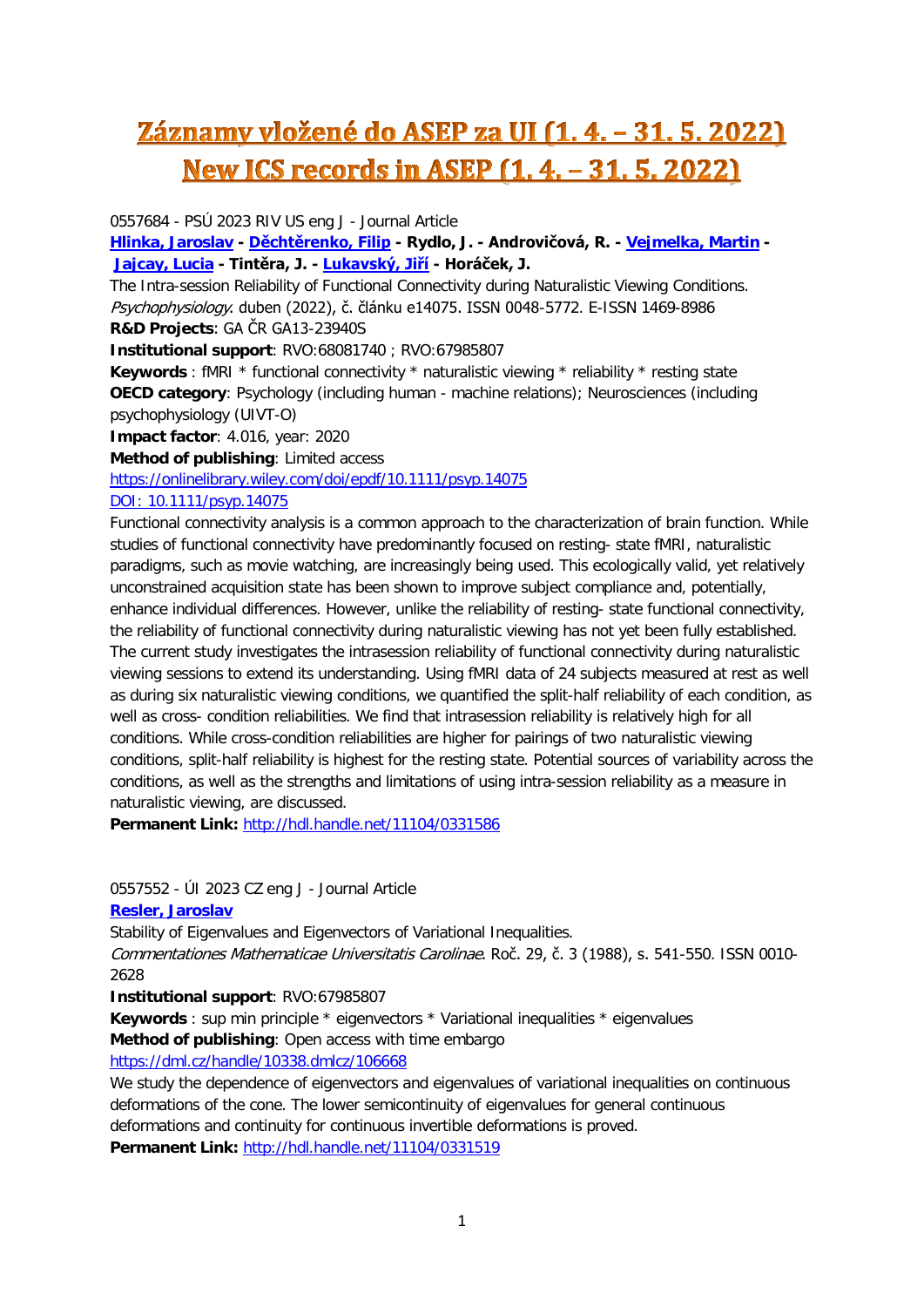# Záznamy vložené do ASEP za UI (1. 4. – 31. 5. 2022)
# New ICS records in ASEP (1. 4. – 31. 5. 2022)

0557684 - PSÚ 2023 RIV US eng J - Journal Article

**Hlinka, Jaroslav - Děchtěrenko, Filip - Rydlo, J. - Androvičová, R. - Vejmelka, Martin - Jajcay, Lucia - Tintěra, J. - Lukavský, Jiří - Horáček, J.**

The Intra-session Reliability of Functional Connectivity during Naturalistic Viewing Conditions. *Psychophysiology.* duben (2022), č. článku e14075. ISSN 0048-5772. E-ISSN 1469-8986

**R&D Projects**: GA ČR GA13-23940S

**Institutional support**: RVO:68081740 ; RVO:67985807

**Keywords** : fMRI * functional connectivity * naturalistic viewing * reliability * resting state

**OECD category**: Psychology (including human - machine relations); Neurosciences (including psychophysiology (UIVT-O)

**Impact factor**: 4.016, year: 2020

**Method of publishing**: Limited access

https://onlinelibrary.wiley.com/doi/epdf/10.1111/psyp.14075

DOI: 10.1111/psyp.14075

Functional connectivity analysis is a common approach to the characterization of brain function. While studies of functional connectivity have predominantly focused on resting- state fMRI, naturalistic paradigms, such as movie watching, are increasingly being used. This ecologically valid, yet relatively unconstrained acquisition state has been shown to improve subject compliance and, potentially, enhance individual differences. However, unlike the reliability of resting- state functional connectivity, the reliability of functional connectivity during naturalistic viewing has not yet been fully established. The current study investigates the intrasession reliability of functional connectivity during naturalistic viewing sessions to extend its understanding. Using fMRI data of 24 subjects measured at rest as well as during six naturalistic viewing conditions, we quantified the split-half reliability of each condition, as well as cross- condition reliabilities. We find that intrasession reliability is relatively high for all conditions. While cross-condition reliabilities are higher for pairings of two naturalistic viewing conditions, split-half reliability is highest for the resting state. Potential sources of variability across the conditions, as well as the strengths and limitations of using intra-session reliability as a measure in naturalistic viewing, are discussed.

**Permanent Link:** http://hdl.handle.net/11104/0331586

0557552 - ÚI 2023 CZ eng J - Journal Article

**Resler, Jaroslav**

Stability of Eigenvalues and Eigenvectors of Variational Inequalities.

*Commentationes Mathematicae Universitatis Carolinae*. Roč. 29, č. 3 (1988), s. 541-550. ISSN 0010-2628

**Institutional support**: RVO:67985807

**Keywords** : sup min principle * eigenvectors * Variational inequalities * eigenvalues

**Method of publishing**: Open access with time embargo

https://dml.cz/handle/10338.dmlcz/106668

We study the dependence of eigenvectors and eigenvalues of variational inequalities on continuous deformations of the cone. The lower semicontinuity of eigenvalues for general continuous deformations and continuity for continuous invertible deformations is proved.

**Permanent Link:** http://hdl.handle.net/11104/0331519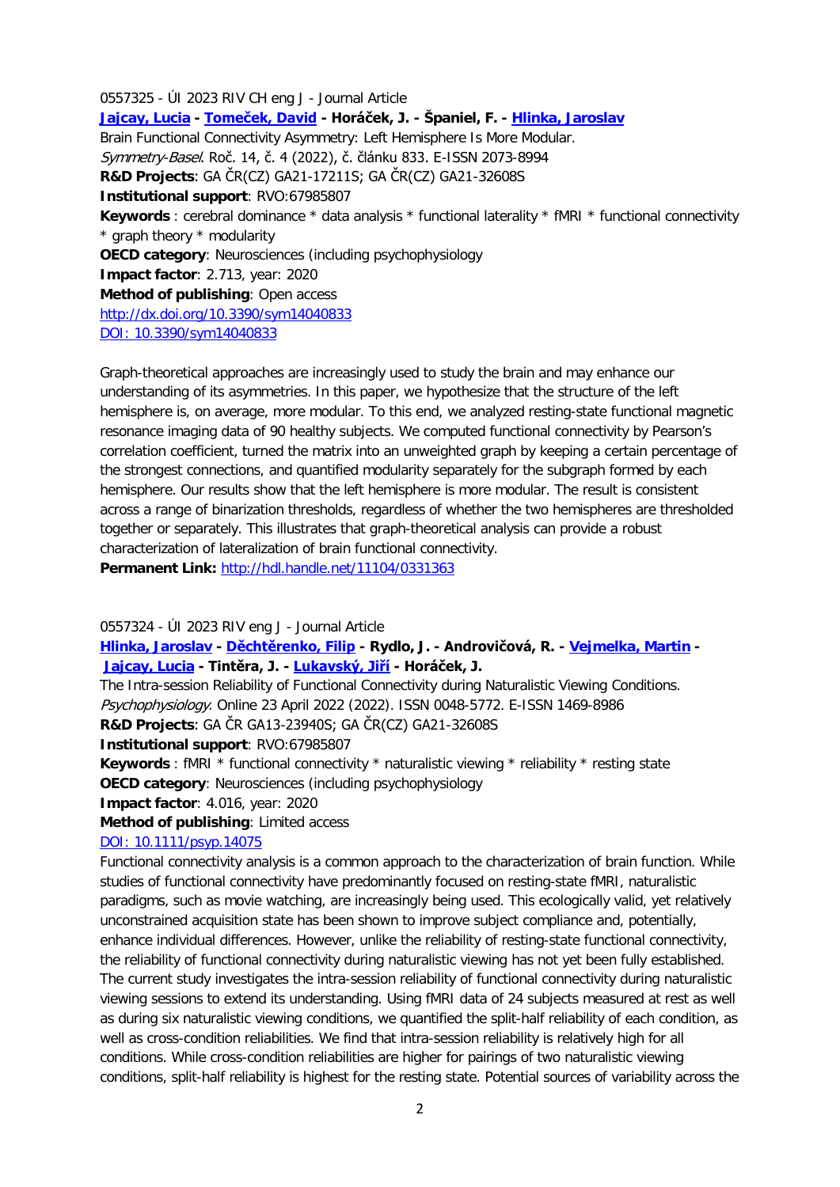0557325 - ÚI 2023 RIV CH eng J - Journal Article

**[Jajcay, Lucia](#) - [Tomeček, David](#) - Horáček, J. - Španiel, F. - [Hlinka, Jaroslav](#)**

Brain Functional Connectivity Asymmetry: Left Hemisphere Is More Modular.

*Symmetry-Basel*. Roč. 14, č. 4 (2022), č. článku 833. E-ISSN 2073-8994

**R&D Projects**: GA ČR(CZ) GA21-17211S; GA ČR(CZ) GA21-32608S

**Institutional support**: RVO:67985807

**Keywords** : cerebral dominance * data analysis * functional laterality * fMRI * functional connectivity * graph theory * modularity

**OECD category**: Neurosciences (including psychophysiology

**Impact factor**: 2.713, year: 2020

**Method of publishing**: Open access

http://dx.doi.org/10.3390/sym14040833

DOI: 10.3390/sym14040833

Graph-theoretical approaches are increasingly used to study the brain and may enhance our understanding of its asymmetries. In this paper, we hypothesize that the structure of the left hemisphere is, on average, more modular. To this end, we analyzed resting-state functional magnetic resonance imaging data of 90 healthy subjects. We computed functional connectivity by Pearson's correlation coefficient, turned the matrix into an unweighted graph by keeping a certain percentage of the strongest connections, and quantified modularity separately for the subgraph formed by each hemisphere. Our results show that the left hemisphere is more modular. The result is consistent across a range of binarization thresholds, regardless of whether the two hemispheres are thresholded together or separately. This illustrates that graph-theoretical analysis can provide a robust characterization of lateralization of brain functional connectivity.

**Permanent Link:** http://hdl.handle.net/11104/0331363

0557324 - ÚI 2023 RIV eng J - Journal Article

**[Hlinka, Jaroslav](#) - [Děchtěrenko, Filip](#) - Rydlo, J. - Androvičová, R. - [Vejmelka, Martin](#) - [Jajcay, Lucia](#) - Tintěra, J. - [Lukavský, Jiří](#) - Horáček, J.**

The Intra-session Reliability of Functional Connectivity during Naturalistic Viewing Conditions.

*Psychophysiology*. Online 23 April 2022 (2022). ISSN 0048-5772. E-ISSN 1469-8986

**R&D Projects**: GA ČR GA13-23940S; GA ČR(CZ) GA21-32608S

**Institutional support**: RVO:67985807

**Keywords** : fMRI * functional connectivity * naturalistic viewing * reliability * resting state

**OECD category**: Neurosciences (including psychophysiology

**Impact factor**: 4.016, year: 2020

**Method of publishing**: Limited access

DOI: 10.1111/psyp.14075

Functional connectivity analysis is a common approach to the characterization of brain function. While studies of functional connectivity have predominantly focused on resting-state fMRI, naturalistic paradigms, such as movie watching, are increasingly being used. This ecologically valid, yet relatively unconstrained acquisition state has been shown to improve subject compliance and, potentially, enhance individual differences. However, unlike the reliability of resting-state functional connectivity, the reliability of functional connectivity during naturalistic viewing has not yet been fully established. The current study investigates the intra-session reliability of functional connectivity during naturalistic viewing sessions to extend its understanding. Using fMRI data of 24 subjects measured at rest as well as during six naturalistic viewing conditions, we quantified the split-half reliability of each condition, as well as cross-condition reliabilities. We find that intra-session reliability is relatively high for all conditions. While cross-condition reliabilities are higher for pairings of two naturalistic viewing conditions, split-half reliability is highest for the resting state. Potential sources of variability across the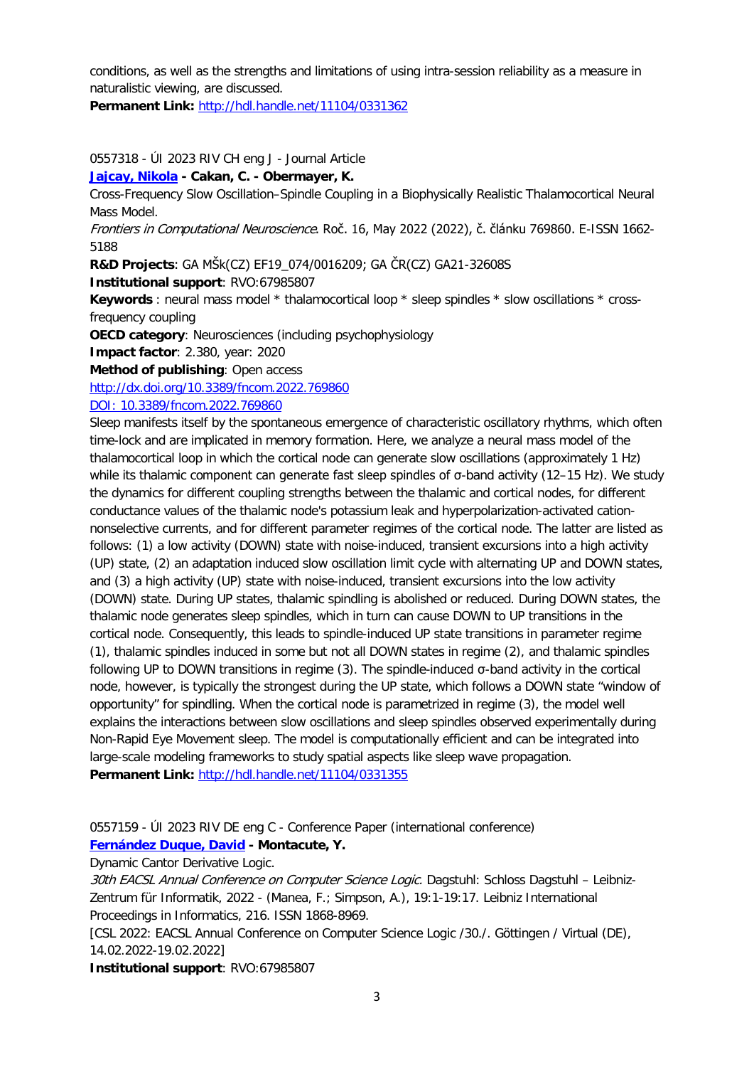conditions, as well as the strengths and limitations of using intra-session reliability as a measure in naturalistic viewing, are discussed.
**Permanent Link:** http://hdl.handle.net/11104/0331362

0557318 - ÚI 2023 RIV CH eng J - Journal Article
**Jajcay, Nikola - Cakan, C. - Obermayer, K.**
Cross-Frequency Slow Oscillation–Spindle Coupling in a Biophysically Realistic Thalamocortical Neural Mass Model.
*Frontiers in Computational Neuroscience*. Roč. 16, May 2022 (2022), č. článku 769860. E-ISSN 1662-5188
**R&D Projects**: GA MŠk(CZ) EF19_074/0016209; GA ČR(CZ) GA21-32608S
**Institutional support**: RVO:67985807
**Keywords** : neural mass model * thalamocortical loop * sleep spindles * slow oscillations * cross-frequency coupling
**OECD category**: Neurosciences (including psychophysiology
**Impact factor**: 2.380, year: 2020
**Method of publishing**: Open access
http://dx.doi.org/10.3389/fncom.2022.769860
DOI: 10.3389/fncom.2022.769860
Sleep manifests itself by the spontaneous emergence of characteristic oscillatory rhythms, which often time-lock and are implicated in memory formation. Here, we analyze a neural mass model of the thalamocortical loop in which the cortical node can generate slow oscillations (approximately 1 Hz) while its thalamic component can generate fast sleep spindles of σ-band activity (12–15 Hz). We study the dynamics for different coupling strengths between the thalamic and cortical nodes, for different conductance values of the thalamic node's potassium leak and hyperpolarization-activated cation-nonselective currents, and for different parameter regimes of the cortical node. The latter are listed as follows: (1) a low activity (DOWN) state with noise-induced, transient excursions into a high activity (UP) state, (2) an adaptation induced slow oscillation limit cycle with alternating UP and DOWN states, and (3) a high activity (UP) state with noise-induced, transient excursions into the low activity (DOWN) state. During UP states, thalamic spindling is abolished or reduced. During DOWN states, the thalamic node generates sleep spindles, which in turn can cause DOWN to UP transitions in the cortical node. Consequently, this leads to spindle-induced UP state transitions in parameter regime (1), thalamic spindles induced in some but not all DOWN states in regime (2), and thalamic spindles following UP to DOWN transitions in regime (3). The spindle-induced σ-band activity in the cortical node, however, is typically the strongest during the UP state, which follows a DOWN state "window of opportunity" for spindling. When the cortical node is parametrized in regime (3), the model well explains the interactions between slow oscillations and sleep spindles observed experimentally during Non-Rapid Eye Movement sleep. The model is computationally efficient and can be integrated into large-scale modeling frameworks to study spatial aspects like sleep wave propagation.
**Permanent Link:** http://hdl.handle.net/11104/0331355

0557159 - ÚI 2023 RIV DE eng C - Conference Paper (international conference)
**Fernández Duque, David - Montacute, Y.**
Dynamic Cantor Derivative Logic.
*30th EACSL Annual Conference on Computer Science Logic*. Dagstuhl: Schloss Dagstuhl – Leibniz-Zentrum für Informatik, 2022 - (Manea, F.; Simpson, A.), 19:1-19:17. Leibniz International Proceedings in Informatics, 216. ISSN 1868-8969.
[CSL 2022: EACSL Annual Conference on Computer Science Logic /30./. Göttingen / Virtual (DE), 14.02.2022-19.02.2022]
**Institutional support**: RVO:67985807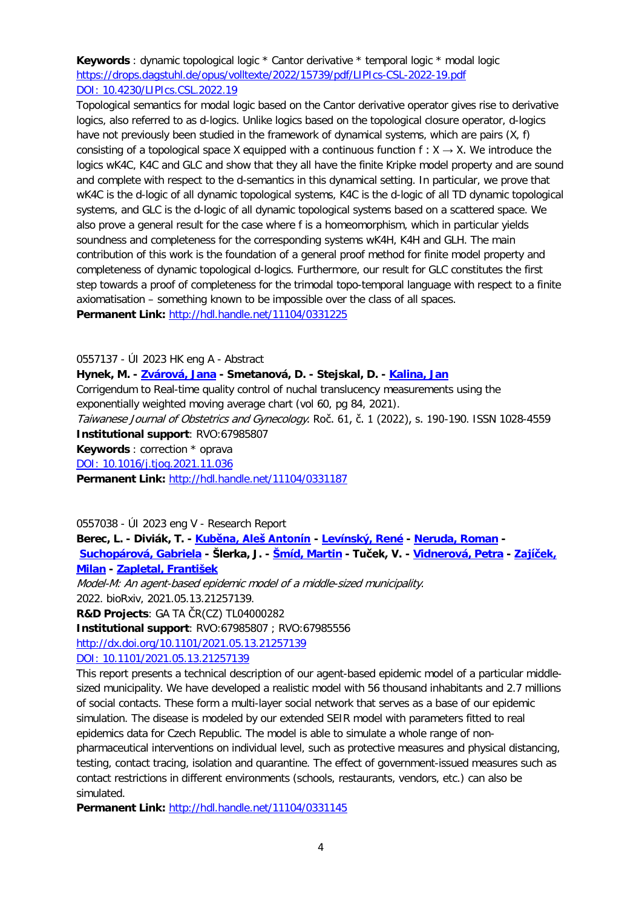**Keywords** : dynamic topological logic * Cantor derivative * temporal logic * modal logic
https://drops.dagstuhl.de/opus/volltexte/2022/15739/pdf/LIPIcs-CSL-2022-19.pdf
DOI: 10.4230/LIPIcs.CSL.2022.19

Topological semantics for modal logic based on the Cantor derivative operator gives rise to derivative logics, also referred to as d-logics. Unlike logics based on the topological closure operator, d-logics have not previously been studied in the framework of dynamical systems, which are pairs (X, f) consisting of a topological space X equipped with a continuous function f : X → X. We introduce the logics wK4C, K4C and GLC and show that they all have the finite Kripke model property and are sound and complete with respect to the d-semantics in this dynamical setting. In particular, we prove that wK4C is the d-logic of all dynamic topological systems, K4C is the d-logic of all TD dynamic topological systems, and GLC is the d-logic of all dynamic topological systems based on a scattered space. We also prove a general result for the case where f is a homeomorphism, which in particular yields soundness and completeness for the corresponding systems wK4H, K4H and GLH. The main contribution of this work is the foundation of a general proof method for finite model property and completeness of dynamic topological d-logics. Furthermore, our result for GLC constitutes the first step towards a proof of completeness for the trimodal topo-temporal language with respect to a finite axiomatisation – something known to be impossible over the class of all spaces.

**Permanent Link:** http://hdl.handle.net/11104/0331225

0557137 - ÚI 2023 HK eng A - Abstract

**Hynek, M. - Zvárová, Jana - Smetanová, D. - Stejskal, D. - Kalina, Jan**

Corrigendum to Real-time quality control of nuchal translucency measurements using the exponentially weighted moving average chart (vol 60, pg 84, 2021).

*Taiwanese Journal of Obstetrics and Gynecology.* Roč. 61, č. 1 (2022), s. 190-190. ISSN 1028-4559

**Institutional support**: RVO:67985807

**Keywords** : correction * oprava

DOI: 10.1016/j.tjog.2021.11.036

**Permanent Link:** http://hdl.handle.net/11104/0331187

0557038 - ÚI 2023 eng V - Research Report

**Berec, L. - Diviák, T. - Kuběna, Aleš Antonín - Levínský, René - Neruda, Roman - Suchopárová, Gabriela - Šlerka, J. - Šmíd, Martin - Tuček, V. - Vidnerová, Petra - Zajíček, Milan - Zapletal, František**

*Model-M: An agent-based epidemic model of a middle-sized municipality.*

2022. bioRxiv, 2021.05.13.21257139.

**R&D Projects**: GA TA ČR(CZ) TL04000282

**Institutional support**: RVO:67985807 ; RVO:67985556

http://dx.doi.org/10.1101/2021.05.13.21257139

DOI: 10.1101/2021.05.13.21257139

This report presents a technical description of our agent-based epidemic model of a particular middle-sized municipality. We have developed a realistic model with 56 thousand inhabitants and 2.7 millions of social contacts. These form a multi-layer social network that serves as a base of our epidemic simulation. The disease is modeled by our extended SEIR model with parameters fitted to real epidemics data for Czech Republic. The model is able to simulate a whole range of non-pharmaceutical interventions on individual level, such as protective measures and physical distancing, testing, contact tracing, isolation and quarantine. The effect of government-issued measures such as contact restrictions in different environments (schools, restaurants, vendors, etc.) can also be simulated.

**Permanent Link:** http://hdl.handle.net/11104/0331145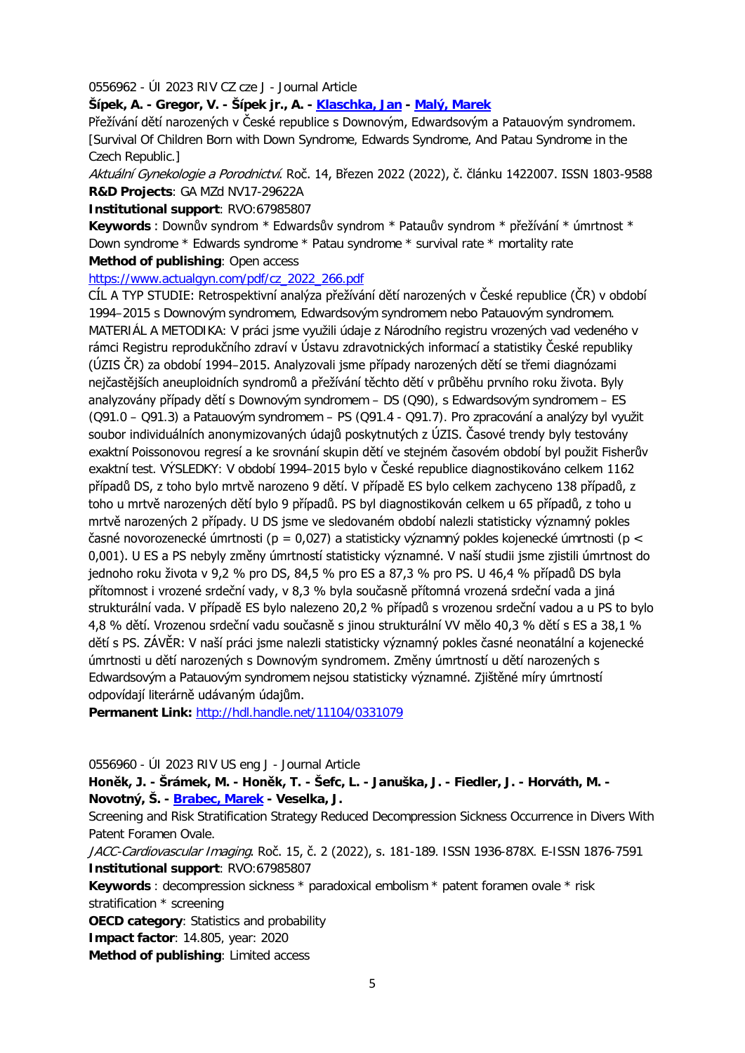0556962 - ÚI 2023 RIV CZ cze J - Journal Article

**Šípek, A. - Gregor, V. - Šípek jr., A. - [Klaschka, Jan](#) - [Malý, Marek](#)**

Přežívání dětí narozených v České republice s Downovým, Edwardsovým a Patauovým syndromem. [Survival Of Children Born with Down Syndrome, Edwards Syndrome, And Patau Syndrome in the Czech Republic.]

*Aktuální Gynekologie a Porodnictví.* Roč. 14, Březen 2022 (2022), č. článku 1422007. ISSN 1803-9588

**R&D Projects**: GA MZd NV17-29622A

**Institutional support**: RVO:67985807

**Keywords** : Downův syndrom * Edwardsův syndrom * Patauův syndrom * přežívání * úmrtnost * Down syndrome * Edwards syndrome * Patau syndrome * survival rate * mortality rate

**Method of publishing**: Open access

https://www.actualgyn.com/pdf/cz_2022_266.pdf

CÍL A TYP STUDIE: Retrospektivní analýza přežívání dětí narozených v České republice (ČR) v období 1994–2015 s Downovým syndromem, Edwardsovým syndromem nebo Patauovým syndromem. MATERIÁL A METODIKA: V práci jsme využili údaje z Národního registru vrozených vad vedeného v rámci Registru reprodukčního zdraví v Ústavu zdravotnických informací a statistiky České republiky (ÚZIS ČR) za období 1994–2015. Analyzovali jsme případy narozených dětí se třemi diagnózami nejčastějších aneuploidních syndromů a přežívání těchto dětí v průběhu prvního roku života. Byly analyzovány případy dětí s Downovým syndromem – DS (Q90), s Edwardsovým syndromem – ES (Q91.0 – Q91.3) a Patauovým syndromem – PS (Q91.4 - Q91.7). Pro zpracování a analýzy byl využit soubor individuálních anonymizovaných údajů poskytnutých z ÚZIS. Časové trendy byly testovány exaktní Poissonovou regresí a ke srovnání skupin dětí ve stejném časovém období byl použit Fisherův exaktní test. VÝSLEDKY: V období 1994–2015 bylo v České republice diagnostikováno celkem 1162 případů DS, z toho bylo mrtvě narozeno 9 dětí. V případě ES bylo celkem zachyceno 138 případů, z toho u mrtvě narozených dětí bylo 9 případů. PS byl diagnostikován celkem u 65 případů, z toho u mrtvě narozených 2 případy. U DS jsme ve sledovaném období nalezli statisticky významný pokles časné novorozenecké úmrtnosti ($p = 0,027$) a statisticky významný pokles kojenecké úmrtnosti ($p < 0,001$). U ES a PS nebyly změny úmrtností statisticky významné. V naší studii jsme zjistili úmrtnost do jednoho roku života v 9,2 % pro DS, 84,5 % pro ES a 87,3 % pro PS. U 46,4 % případů DS byla přítomnost i vrozené srdeční vady, v 8,3 % byla současně přítomná vrozená srdeční vada a jiná strukturální vada. V případě ES bylo nalezeno 20,2 % případů s vrozenou srdeční vadou a u PS to bylo 4,8 % dětí. Vrozenou srdeční vadu současně s jinou strukturální VV mělo 40,3 % dětí s ES a 38,1 % dětí s PS. ZÁVĚR: V naší práci jsme nalezli statisticky významný pokles časné neonatální a kojenecké úmrtnosti u dětí narozených s Downovým syndromem. Změny úmrtností u dětí narozených s Edwardsovým a Patauovým syndromem nejsou statisticky významné. Zjištěné míry úmrtností odpovídají literárně udávaným údajům.

**Permanent Link:** http://hdl.handle.net/11104/0331079

0556960 - ÚI 2023 RIV US eng J - Journal Article

**Honěk, J. - Šrámek, M. - Honěk, T. - Šefc, L. - Januška, J. - Fiedler, J. - Horváth, M. - Novotný, Š. - [Brabec, Marek](#) - Veselka, J.**

Screening and Risk Stratification Strategy Reduced Decompression Sickness Occurrence in Divers With Patent Foramen Ovale.

*JACC-Cardiovascular Imaging.* Roč. 15, č. 2 (2022), s. 181-189. ISSN 1936-878X. E-ISSN 1876-7591

**Institutional support**: RVO:67985807

**Keywords** : decompression sickness * paradoxical embolism * patent foramen ovale * risk stratification * screening

**OECD category**: Statistics and probability

**Impact factor**: 14.805, year: 2020

**Method of publishing**: Limited access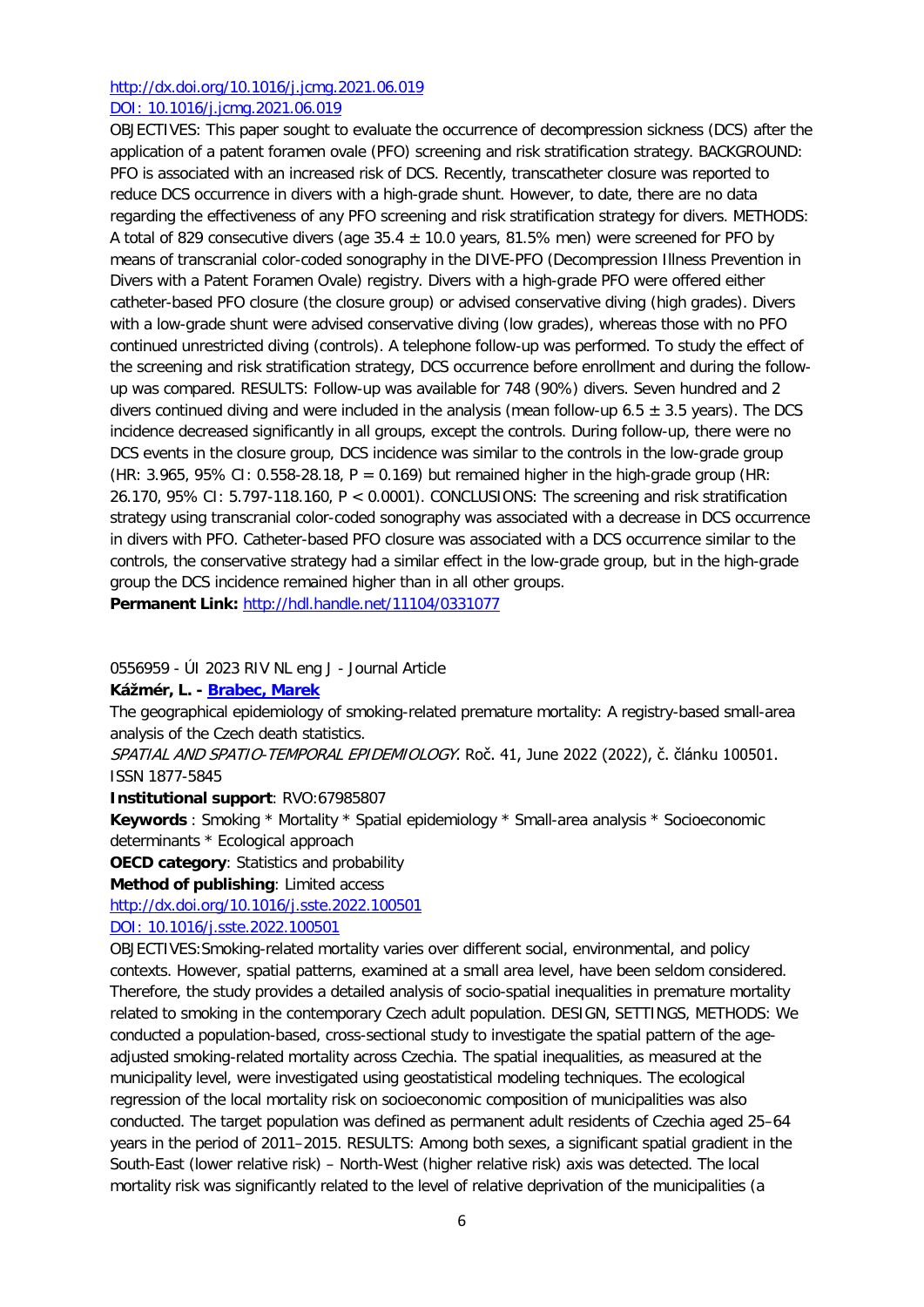http://dx.doi.org/10.1016/j.jcmg.2021.06.019
DOI: 10.1016/j.jcmg.2021.06.019

OBJECTIVES: This paper sought to evaluate the occurrence of decompression sickness (DCS) after the application of a patent foramen ovale (PFO) screening and risk stratification strategy. BACKGROUND: PFO is associated with an increased risk of DCS. Recently, transcatheter closure was reported to reduce DCS occurrence in divers with a high-grade shunt. However, to date, there are no data regarding the effectiveness of any PFO screening and risk stratification strategy for divers. METHODS: A total of 829 consecutive divers (age 35.4 ± 10.0 years, 81.5% men) were screened for PFO by means of transcranial color-coded sonography in the DIVE-PFO (Decompression Illness Prevention in Divers with a Patent Foramen Ovale) registry. Divers with a high-grade PFO were offered either catheter-based PFO closure (the closure group) or advised conservative diving (high grades). Divers with a low-grade shunt were advised conservative diving (low grades), whereas those with no PFO continued unrestricted diving (controls). A telephone follow-up was performed. To study the effect of the screening and risk stratification strategy, DCS occurrence before enrollment and during the follow-up was compared. RESULTS: Follow-up was available for 748 (90%) divers. Seven hundred and 2 divers continued diving and were included in the analysis (mean follow-up 6.5 ± 3.5 years). The DCS incidence decreased significantly in all groups, except the controls. During follow-up, there were no DCS events in the closure group, DCS incidence was similar to the controls in the low-grade group (HR: 3.965, 95% CI: 0.558-28.18, $P = 0.169$) but remained higher in the high-grade group (HR: 26.170, 95% CI: 5.797-118.160, $P < 0.0001$). CONCLUSIONS: The screening and risk stratification strategy using transcranial color-coded sonography was associated with a decrease in DCS occurrence in divers with PFO. Catheter-based PFO closure was associated with a DCS occurrence similar to the controls, the conservative strategy had a similar effect in the low-grade group, but in the high-grade group the DCS incidence remained higher than in all other groups.

**Permanent Link:** http://hdl.handle.net/11104/0331077

0556959 - ÚI 2023 RIV NL eng J - Journal Article

**Kážmér, L. - Brabec, Marek**

The geographical epidemiology of smoking-related premature mortality: A registry-based small-area analysis of the Czech death statistics.

*SPATIAL AND SPATIO-TEMPORAL EPIDEMIOLOGY*. Roč. 41, June 2022 (2022), č. článku 100501. ISSN 1877-5845

**Institutional support**: RVO:67985807

**Keywords** : Smoking * Mortality * Spatial epidemiology * Small-area analysis * Socioeconomic determinants * Ecological approach

**OECD category**: Statistics and probability

**Method of publishing**: Limited access

http://dx.doi.org/10.1016/j.sste.2022.100501
DOI: 10.1016/j.sste.2022.100501

OBJECTIVES:Smoking-related mortality varies over different social, environmental, and policy contexts. However, spatial patterns, examined at a small area level, have been seldom considered. Therefore, the study provides a detailed analysis of socio-spatial inequalities in premature mortality related to smoking in the contemporary Czech adult population. DESIGN, SETTINGS, METHODS: We conducted a population-based, cross-sectional study to investigate the spatial pattern of the age-adjusted smoking-related mortality across Czechia. The spatial inequalities, as measured at the municipality level, were investigated using geostatistical modeling techniques. The ecological regression of the local mortality risk on socioeconomic composition of municipalities was also conducted. The target population was defined as permanent adult residents of Czechia aged 25–64 years in the period of 2011–2015. RESULTS: Among both sexes, a significant spatial gradient in the South-East (lower relative risk) – North-West (higher relative risk) axis was detected. The local mortality risk was significantly related to the level of relative deprivation of the municipalities (a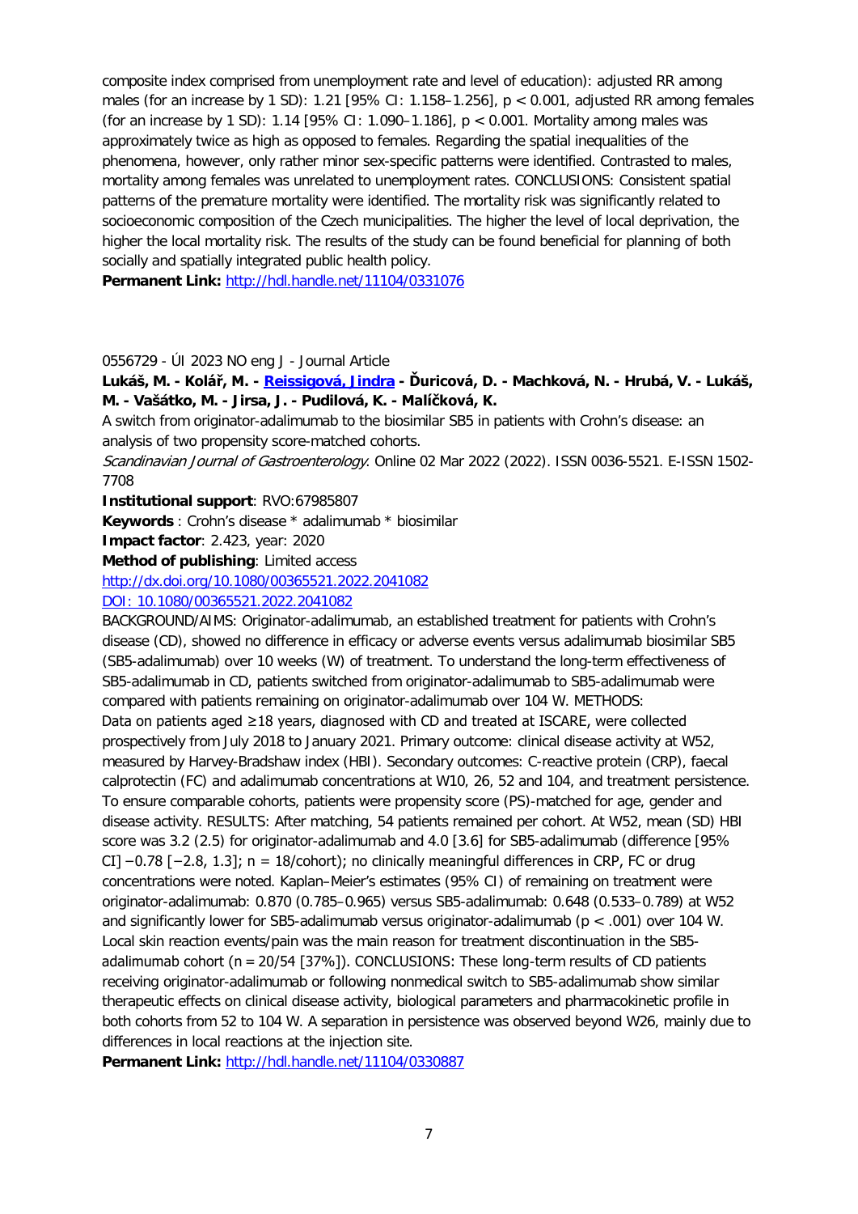composite index comprised from unemployment rate and level of education): adjusted RR among males (for an increase by 1 SD): 1.21 [95% CI: 1.158–1.256], $p < 0.001$, adjusted RR among females (for an increase by 1 SD): 1.14 [95% CI: 1.090–1.186], $p < 0.001$. Mortality among males was approximately twice as high as opposed to females. Regarding the spatial inequalities of the phenomena, however, only rather minor sex-specific patterns were identified. Contrasted to males, mortality among females was unrelated to unemployment rates. CONCLUSIONS: Consistent spatial patterns of the premature mortality were identified. The mortality risk was significantly related to socioeconomic composition of the Czech municipalities. The higher the level of local deprivation, the higher the local mortality risk. The results of the study can be found beneficial for planning of both socially and spatially integrated public health policy.

**Permanent Link:** http://hdl.handle.net/11104/0331076

0556729 - ÚI 2023 NO eng J - Journal Article

**Lukáš, M. - Kolář, M. - Reissigová, Jindra - Ďuricová, D. - Machková, N. - Hrubá, V. - Lukáš, M. - Vašátko, M. - Jirsa, J. - Pudilová, K. - Malíčková, K.**

A switch from originator-adalimumab to the biosimilar SB5 in patients with Crohn's disease: an analysis of two propensity score-matched cohorts.

*Scandinavian Journal of Gastroenterology*. Online 02 Mar 2022 (2022). ISSN 0036-5521. E-ISSN 1502-7708

**Institutional support**: RVO:67985807

**Keywords** : Crohn's disease * adalimumab * biosimilar

**Impact factor**: 2.423, year: 2020

**Method of publishing**: Limited access

http://dx.doi.org/10.1080/00365521.2022.2041082

DOI: 10.1080/00365521.2022.2041082

BACKGROUND/AIMS: Originator-adalimumab, an established treatment for patients with Crohn's disease (CD), showed no difference in efficacy or adverse events versus adalimumab biosimilar SB5 (SB5-adalimumab) over 10 weeks (W) of treatment. To understand the long-term effectiveness of SB5-adalimumab in CD, patients switched from originator-adalimumab to SB5-adalimumab were compared with patients remaining on originator-adalimumab over 104 W. METHODS: Data on patients aged ≥18 years, diagnosed with CD and treated at ISCARE, were collected prospectively from July 2018 to January 2021. Primary outcome: clinical disease activity at W52, measured by Harvey-Bradshaw index (HBI). Secondary outcomes: C-reactive protein (CRP), faecal calprotectin (FC) and adalimumab concentrations at W10, 26, 52 and 104, and treatment persistence. To ensure comparable cohorts, patients were propensity score (PS)-matched for age, gender and disease activity. RESULTS: After matching, 54 patients remained per cohort. At W52, mean (SD) HBI score was 3.2 (2.5) for originator-adalimumab and 4.0 [3.6] for SB5-adalimumab (difference [95% CI] −0.78 [−2.8, 1.3]; $n = 18$/cohort); no clinically meaningful differences in CRP, FC or drug concentrations were noted. Kaplan–Meier's estimates (95% CI) of remaining on treatment were originator-adalimumab: 0.870 (0.785–0.965) versus SB5-adalimumab: 0.648 (0.533–0.789) at W52 and significantly lower for SB5-adalimumab versus originator-adalimumab ($p < .001$) over 104 W. Local skin reaction events/pain was the main reason for treatment discontinuation in the SB5-adalimumab cohort ($n = 20/54$ [37%]). CONCLUSIONS: These long-term results of CD patients receiving originator-adalimumab or following nonmedical switch to SB5-adalimumab show similar therapeutic effects on clinical disease activity, biological parameters and pharmacokinetic profile in both cohorts from 52 to 104 W. A separation in persistence was observed beyond W26, mainly due to differences in local reactions at the injection site.

**Permanent Link:** http://hdl.handle.net/11104/0330887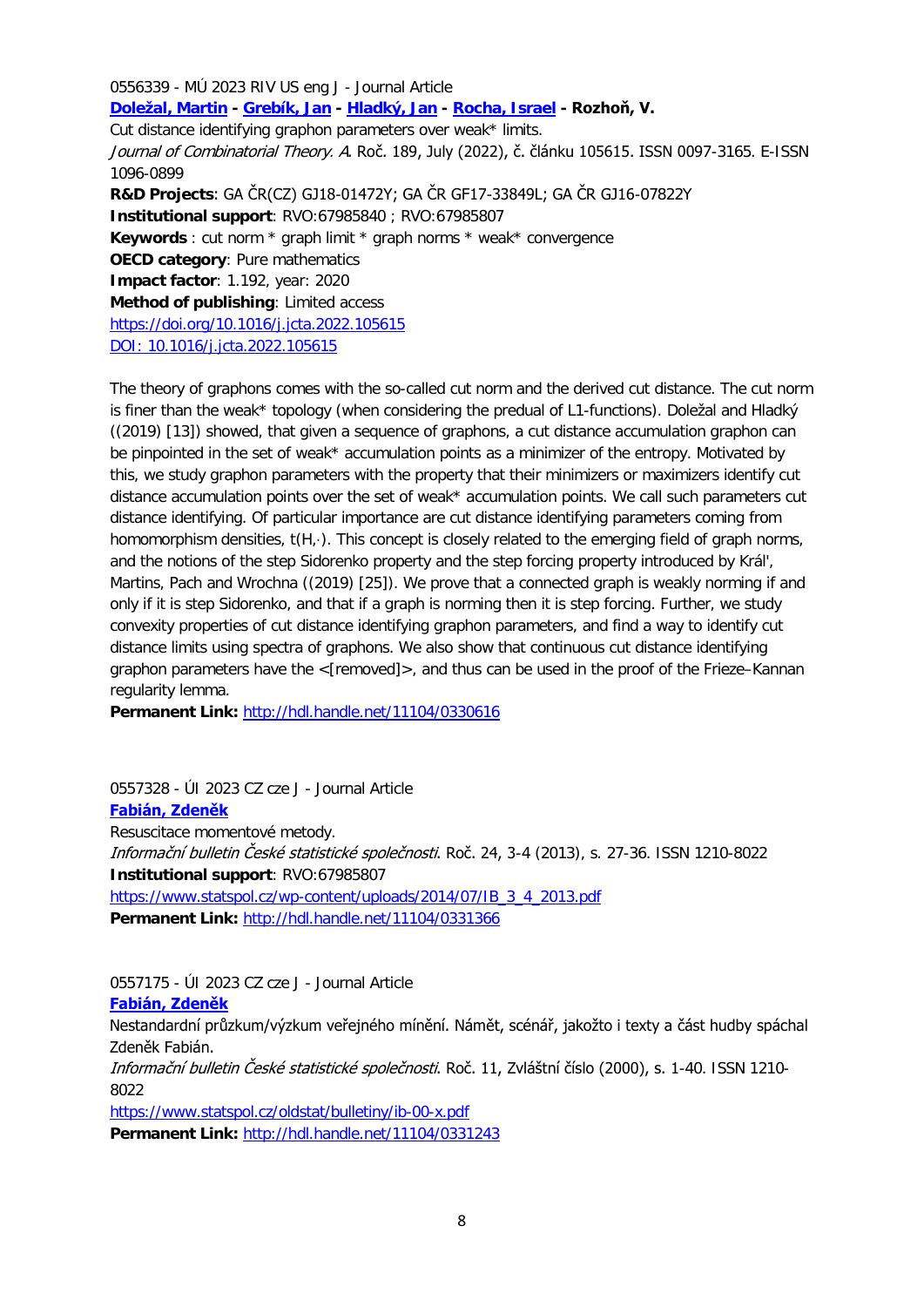0556339 - MÚ 2023 RIV US eng J - Journal Article

**Doležal, Martin - Grebík, Jan - Hladký, Jan - Rocha, Israel - Rozhoň, V.**

Cut distance identifying graphon parameters over weak* limits.

*Journal of Combinatorial Theory. A*. Roč. 189, July (2022), č. článku 105615. ISSN 0097-3165. E-ISSN 1096-0899

**R&D Projects**: GA ČR(CZ) GJ18-01472Y; GA ČR GF17-33849L; GA ČR GJ16-07822Y

**Institutional support**: RVO:67985840 ; RVO:67985807

**Keywords** : cut norm * graph limit * graph norms * weak* convergence

**OECD category**: Pure mathematics

**Impact factor**: 1.192, year: 2020

**Method of publishing**: Limited access

https://doi.org/10.1016/j.jcta.2022.105615

DOI: 10.1016/j.jcta.2022.105615

The theory of graphons comes with the so-called cut norm and the derived cut distance. The cut norm is finer than the weak* topology (when considering the predual of L1-functions). Doležal and Hladký ((2019) [13]) showed, that given a sequence of graphons, a cut distance accumulation graphon can be pinpointed in the set of weak* accumulation points as a minimizer of the entropy. Motivated by this, we study graphon parameters with the property that their minimizers or maximizers identify cut distance accumulation points over the set of weak* accumulation points. We call such parameters cut distance identifying. Of particular importance are cut distance identifying parameters coming from homomorphism densities, $t(H,\cdot)$. This concept is closely related to the emerging field of graph norms, and the notions of the step Sidorenko property and the step forcing property introduced by Král', Martins, Pach and Wrochna ((2019) [25]). We prove that a connected graph is weakly norming if and only if it is step Sidorenko, and that if a graph is norming then it is step forcing. Further, we study convexity properties of cut distance identifying graphon parameters, and find a way to identify cut distance limits using spectra of graphons. We also show that continuous cut distance identifying graphon parameters have the <[removed]>, and thus can be used in the proof of the Frieze–Kannan regularity lemma.

**Permanent Link:** http://hdl.handle.net/11104/0330616

0557328 - ÚI 2023 CZ cze J - Journal Article

**Fabián, Zdeněk**

Resuscitace momentové metody.

*Informační bulletin České statistické společnosti*. Roč. 24, 3-4 (2013), s. 27-36. ISSN 1210-8022

**Institutional support**: RVO:67985807

https://www.statspol.cz/wp-content/uploads/2014/07/IB_3_4_2013.pdf

**Permanent Link:** http://hdl.handle.net/11104/0331366

0557175 - ÚI 2023 CZ cze J - Journal Article

**Fabián, Zdeněk**

Nestandardní průzkum/výzkum veřejného mínění. Námět, scénář, jakožto i texty a část hudby spáchal Zdeněk Fabián.

*Informační bulletin České statistické společnosti*. Roč. 11, Zvláštní číslo (2000), s. 1-40. ISSN 1210-8022

https://www.statspol.cz/oldstat/bulletiny/ib-00-x.pdf

**Permanent Link:** http://hdl.handle.net/11104/0331243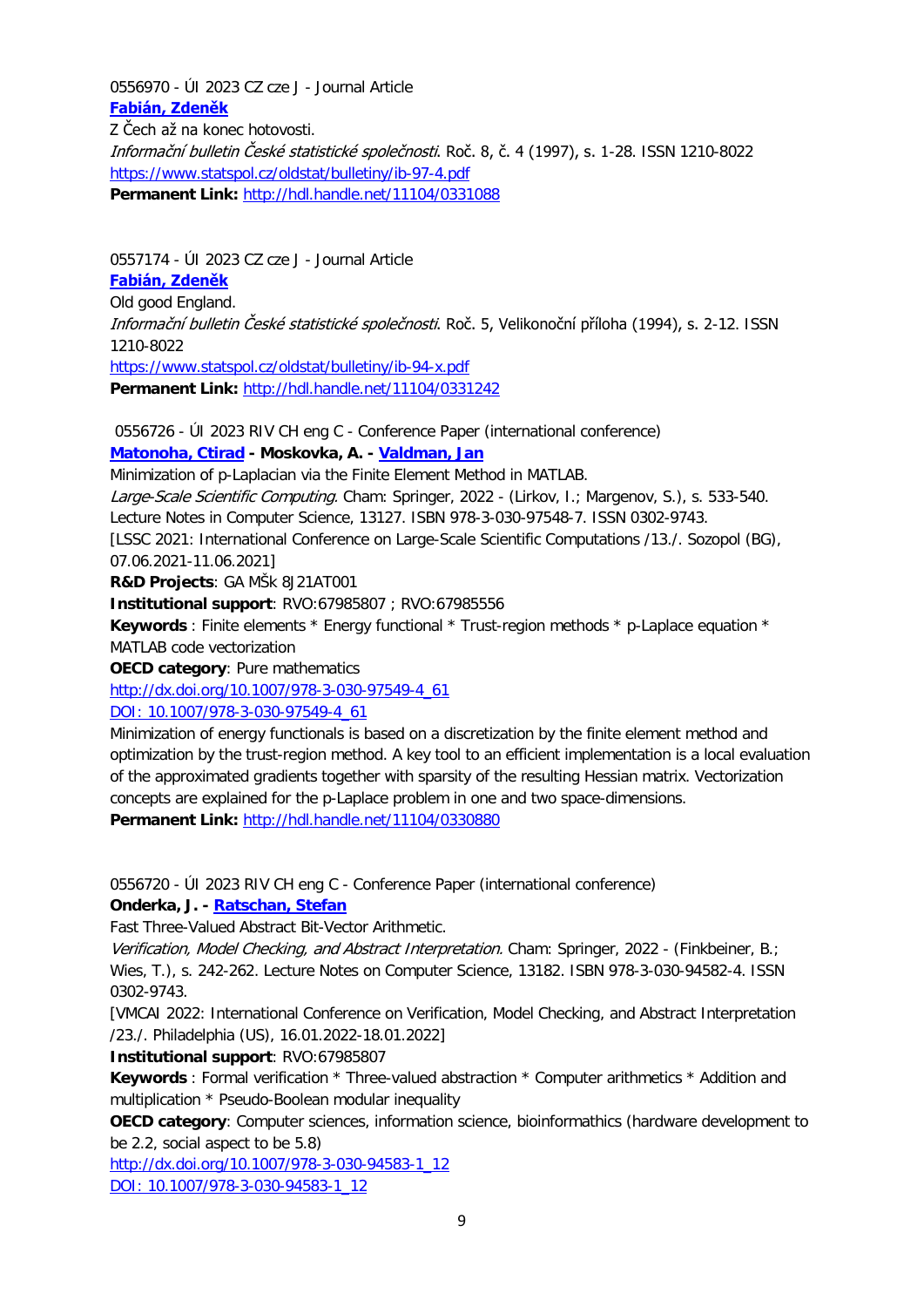0556970 - ÚI 2023 CZ cze J - Journal Article
**[Fabián, Zdeněk]()**
Z Čech až na konec hotovosti.
*Informační bulletin České statistické společnosti*. Roč. 8, č. 4 (1997), s. 1-28. ISSN 1210-8022
https://www.statspol.cz/oldstat/bulletiny/ib-97-4.pdf
**Permanent Link:** http://hdl.handle.net/11104/0331088

0557174 - ÚI 2023 CZ cze J - Journal Article
**[Fabián, Zdeněk]()**
Old good England.
*Informační bulletin České statistické společnosti*. Roč. 5, Velikonoční příloha (1994), s. 2-12. ISSN 1210-8022
https://www.statspol.cz/oldstat/bulletiny/ib-94-x.pdf
**Permanent Link:** http://hdl.handle.net/11104/0331242

0556726 - ÚI 2023 RIV CH eng C - Conference Paper (international conference)
**[Matonoha, Ctirad]() - Moskovka, A. - [Valdman, Jan]()**
Minimization of p-Laplacian via the Finite Element Method in MATLAB.
*Large-Scale Scientific Computing*. Cham: Springer, 2022 - (Lirkov, I.; Margenov, S.), s. 533-540. Lecture Notes in Computer Science, 13127. ISBN 978-3-030-97548-7. ISSN 0302-9743.
[LSSC 2021: International Conference on Large-Scale Scientific Computations /13./. Sozopol (BG), 07.06.2021-11.06.2021]
**R&D Projects**: GA MŠk 8J21AT001
**Institutional support**: RVO:67985807 ; RVO:67985556
**Keywords** : Finite elements * Energy functional * Trust-region methods * p-Laplace equation * MATLAB code vectorization
**OECD category**: Pure mathematics
http://dx.doi.org/10.1007/978-3-030-97549-4_61
DOI: 10.1007/978-3-030-97549-4_61
Minimization of energy functionals is based on a discretization by the finite element method and optimization by the trust-region method. A key tool to an efficient implementation is a local evaluation of the approximated gradients together with sparsity of the resulting Hessian matrix. Vectorization concepts are explained for the p-Laplace problem in one and two space-dimensions.
**Permanent Link:** http://hdl.handle.net/11104/0330880

0556720 - ÚI 2023 RIV CH eng C - Conference Paper (international conference)
**Onderka, J. - [Ratschan, Stefan]()**
Fast Three-Valued Abstract Bit-Vector Arithmetic.
*Verification, Model Checking, and Abstract Interpretation*. Cham: Springer, 2022 - (Finkbeiner, B.; Wies, T.), s. 242-262. Lecture Notes on Computer Science, 13182. ISBN 978-3-030-94582-4. ISSN 0302-9743.
[VMCAI 2022: International Conference on Verification, Model Checking, and Abstract Interpretation /23./. Philadelphia (US), 16.01.2022-18.01.2022]
**Institutional support**: RVO:67985807
**Keywords** : Formal verification * Three-valued abstraction * Computer arithmetics * Addition and multiplication * Pseudo-Boolean modular inequality
**OECD category**: Computer sciences, information science, bioinformathics (hardware development to be 2.2, social aspect to be 5.8)
http://dx.doi.org/10.1007/978-3-030-94583-1_12
DOI: 10.1007/978-3-030-94583-1_12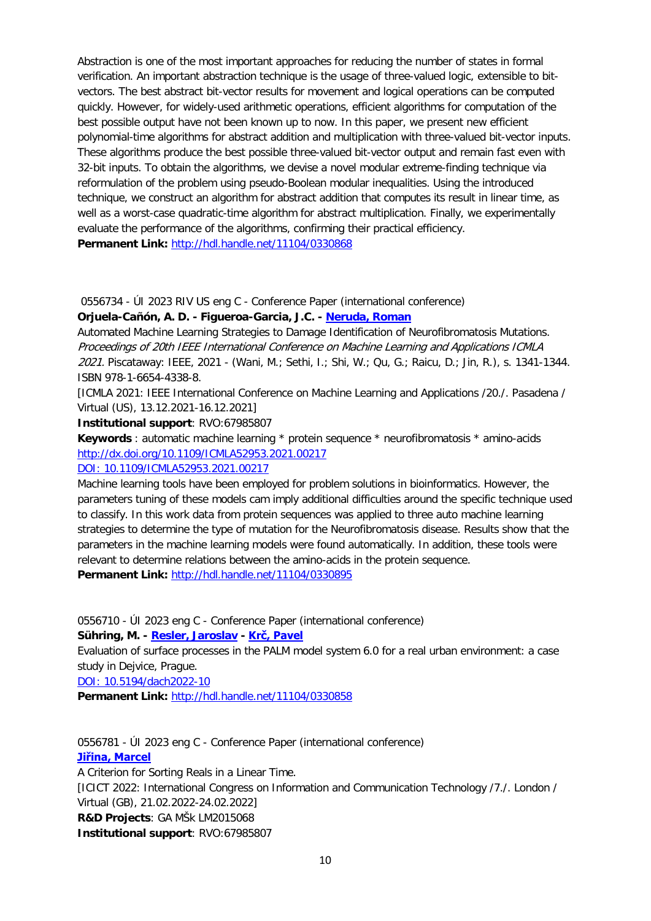Abstraction is one of the most important approaches for reducing the number of states in formal verification. An important abstraction technique is the usage of three-valued logic, extensible to bit-vectors. The best abstract bit-vector results for movement and logical operations can be computed quickly. However, for widely-used arithmetic operations, efficient algorithms for computation of the best possible output have not been known up to now. In this paper, we present new efficient polynomial-time algorithms for abstract addition and multiplication with three-valued bit-vector inputs. These algorithms produce the best possible three-valued bit-vector output and remain fast even with 32-bit inputs. To obtain the algorithms, we devise a novel modular extreme-finding technique via reformulation of the problem using pseudo-Boolean modular inequalities. Using the introduced technique, we construct an algorithm for abstract addition that computes its result in linear time, as well as a worst-case quadratic-time algorithm for abstract multiplication. Finally, we experimentally evaluate the performance of the algorithms, confirming their practical efficiency.
**Permanent Link:** http://hdl.handle.net/11104/0330868

0556734 - ÚI 2023 RIV US eng C - Conference Paper (international conference)
**Orjuela-Cañón, A. D. - Figueroa-Garcia, J.C. - Neruda, Roman**
Automated Machine Learning Strategies to Damage Identification of Neurofibromatosis Mutations. *Proceedings of 20th IEEE International Conference on Machine Learning and Applications ICMLA 2021*. Piscataway: IEEE, 2021 - (Wani, M.; Sethi, I.; Shi, W.; Qu, G.; Raicu, D.; Jin, R.), s. 1341-1344. ISBN 978-1-6654-4338-8.
[ICMLA 2021: IEEE International Conference on Machine Learning and Applications /20./. Pasadena / Virtual (US), 13.12.2021-16.12.2021]
**Institutional support**: RVO:67985807
**Keywords** : automatic machine learning * protein sequence * neurofibromatosis * amino-acids
http://dx.doi.org/10.1109/ICMLA52953.2021.00217
DOI: 10.1109/ICMLA52953.2021.00217
Machine learning tools have been employed for problem solutions in bioinformatics. However, the parameters tuning of these models cam imply additional difficulties around the specific technique used to classify. In this work data from protein sequences was applied to three auto machine learning strategies to determine the type of mutation for the Neurofibromatosis disease. Results show that the parameters in the machine learning models were found automatically. In addition, these tools were relevant to determine relations between the amino-acids in the protein sequence.
**Permanent Link:** http://hdl.handle.net/11104/0330895

0556710 - ÚI 2023 eng C - Conference Paper (international conference)
**Sühring, M. - Resler, Jaroslav - Krč, Pavel**
Evaluation of surface processes in the PALM model system 6.0 for a real urban environment: a case study in Dejvice, Prague.
DOI: 10.5194/dach2022-10
**Permanent Link:** http://hdl.handle.net/11104/0330858

0556781 - ÚI 2023 eng C - Conference Paper (international conference)
**Jiřina, Marcel**
A Criterion for Sorting Reals in a Linear Time.
[ICICT 2022: International Congress on Information and Communication Technology /7./. London / Virtual (GB), 21.02.2022-24.02.2022]
**R&D Projects**: GA MŠk LM2015068
**Institutional support**: RVO:67985807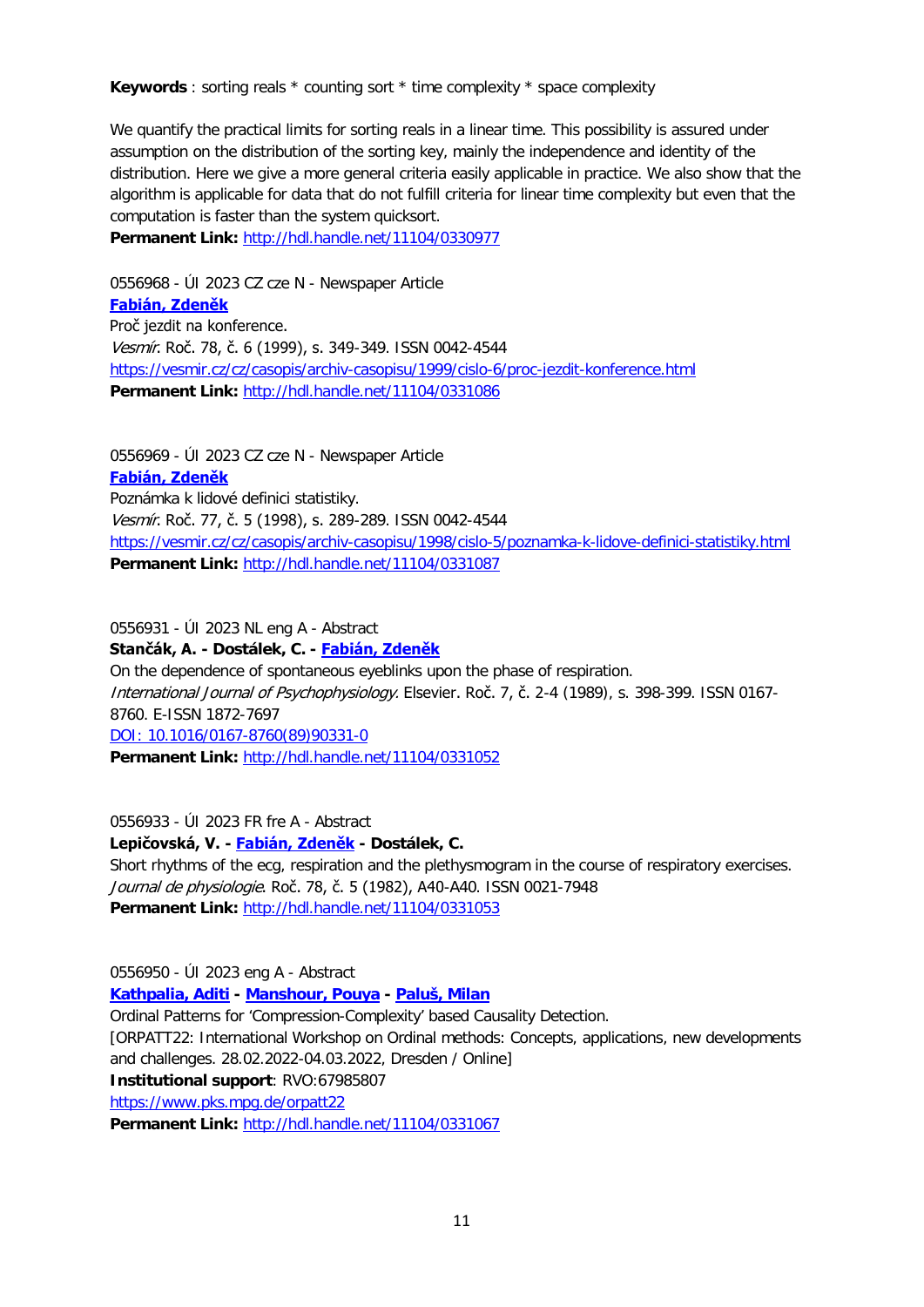**Keywords** : sorting reals * counting sort * time complexity * space complexity

We quantify the practical limits for sorting reals in a linear time. This possibility is assured under assumption on the distribution of the sorting key, mainly the independence and identity of the distribution. Here we give a more general criteria easily applicable in practice. We also show that the algorithm is applicable for data that do not fulfill criteria for linear time complexity but even that the computation is faster than the system quicksort.
**Permanent Link:** http://hdl.handle.net/11104/0330977

0556968 - ÚI 2023 CZ cze N - Newspaper Article
**Fabián, Zdeněk**
Proč jezdit na konference.
*Vesmír*. Roč. 78, č. 6 (1999), s. 349-349. ISSN 0042-4544
https://vesmir.cz/cz/casopis/archiv-casopisu/1999/cislo-6/proc-jezdit-konference.html
**Permanent Link:** http://hdl.handle.net/11104/0331086

0556969 - ÚI 2023 CZ cze N - Newspaper Article
**Fabián, Zdeněk**
Poznámka k lidové definici statistiky.
*Vesmír*. Roč. 77, č. 5 (1998), s. 289-289. ISSN 0042-4544
https://vesmir.cz/cz/casopis/archiv-casopisu/1998/cislo-5/poznamka-k-lidove-definici-statistiky.html
**Permanent Link:** http://hdl.handle.net/11104/0331087

0556931 - ÚI 2023 NL eng A - Abstract
**Stančák, A. - Dostálek, C. - Fabián, Zdeněk**
On the dependence of spontaneous eyeblinks upon the phase of respiration.
*International Journal of Psychophysiology*. Elsevier. Roč. 7, č. 2-4 (1989), s. 398-399. ISSN 0167-8760. E-ISSN 1872-7697
DOI: 10.1016/0167-8760(89)90331-0
**Permanent Link:** http://hdl.handle.net/11104/0331052

0556933 - ÚI 2023 FR fre A - Abstract
**Lepičovská, V. - Fabián, Zdeněk - Dostálek, C.**
Short rhythms of the ecg, respiration and the plethysmogram in the course of respiratory exercises.
*Journal de physiologie*. Roč. 78, č. 5 (1982), A40-A40. ISSN 0021-7948
**Permanent Link:** http://hdl.handle.net/11104/0331053

0556950 - ÚI 2023 eng A - Abstract
**Kathpalia, Aditi - Manshour, Pouya - Paluš, Milan**
Ordinal Patterns for 'Compression-Complexity' based Causality Detection.
[ORPATT22: International Workshop on Ordinal methods: Concepts, applications, new developments and challenges. 28.02.2022-04.03.2022, Dresden / Online]
**Institutional support**: RVO:67985807
https://www.pks.mpg.de/orpatt22
**Permanent Link:** http://hdl.handle.net/11104/0331067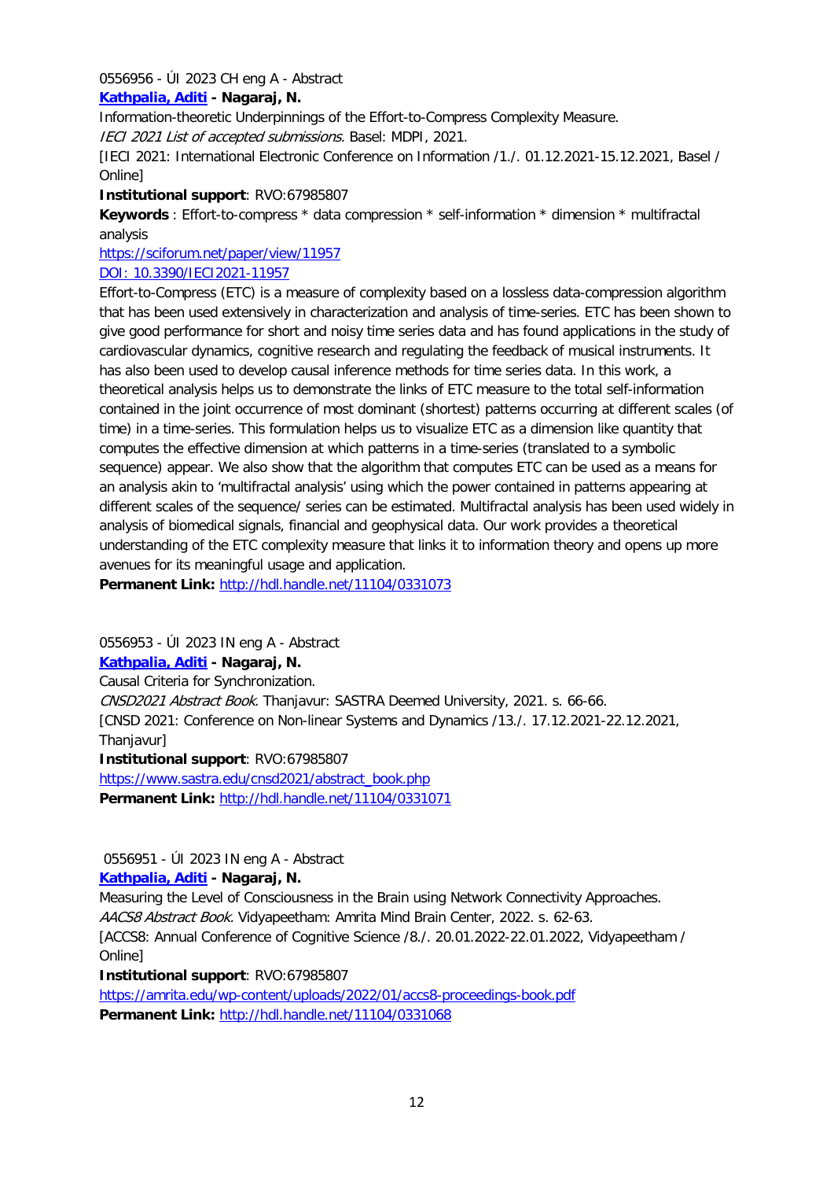0556956 - ÚI 2023 CH eng A - Abstract

**[Kathpalia, Aditi](#) - Nagaraj, N.**

Information-theoretic Underpinnings of the Effort-to-Compress Complexity Measure.

*IECI 2021 List of accepted submissions.* Basel: MDPI, 2021.

[IECI 2021: International Electronic Conference on Information /1./. 01.12.2021-15.12.2021, Basel / Online]

**Institutional support**: RVO:67985807

**Keywords** : Effort-to-compress * data compression * self-information * dimension * multifractal analysis

https://sciforum.net/paper/view/11957

DOI: 10.3390/IECI2021-11957

Effort-to-Compress (ETC) is a measure of complexity based on a lossless data-compression algorithm that has been used extensively in characterization and analysis of time-series. ETC has been shown to give good performance for short and noisy time series data and has found applications in the study of cardiovascular dynamics, cognitive research and regulating the feedback of musical instruments. It has also been used to develop causal inference methods for time series data. In this work, a theoretical analysis helps us to demonstrate the links of ETC measure to the total self-information contained in the joint occurrence of most dominant (shortest) patterns occurring at different scales (of time) in a time-series. This formulation helps us to visualize ETC as a dimension like quantity that computes the effective dimension at which patterns in a time-series (translated to a symbolic sequence) appear. We also show that the algorithm that computes ETC can be used as a means for an analysis akin to 'multifractal analysis' using which the power contained in patterns appearing at different scales of the sequence/ series can be estimated. Multifractal analysis has been used widely in analysis of biomedical signals, financial and geophysical data. Our work provides a theoretical understanding of the ETC complexity measure that links it to information theory and opens up more avenues for its meaningful usage and application.

**Permanent Link:** http://hdl.handle.net/11104/0331073

0556953 - ÚI 2023 IN eng A - Abstract

**[Kathpalia, Aditi](#) - Nagaraj, N.**

Causal Criteria for Synchronization.

*CNSD2021 Abstract Book.* Thanjavur: SASTRA Deemed University, 2021. s. 66-66.

[CNSD 2021: Conference on Non-linear Systems and Dynamics /13./. 17.12.2021-22.12.2021, Thanjavur]

**Institutional support**: RVO:67985807

https://www.sastra.edu/cnsd2021/abstract_book.php

**Permanent Link:** http://hdl.handle.net/11104/0331071

0556951 - ÚI 2023 IN eng A - Abstract

**[Kathpalia, Aditi](#) - Nagaraj, N.**

Measuring the Level of Consciousness in the Brain using Network Connectivity Approaches.

*AACS8 Abstract Book.* Vidyapeetham: Amrita Mind Brain Center, 2022. s. 62-63.

[ACCS8: Annual Conference of Cognitive Science /8./. 20.01.2022-22.01.2022, Vidyapeetham / Online]

**Institutional support**: RVO:67985807

https://amrita.edu/wp-content/uploads/2022/01/accs8-proceedings-book.pdf

**Permanent Link:** http://hdl.handle.net/11104/0331068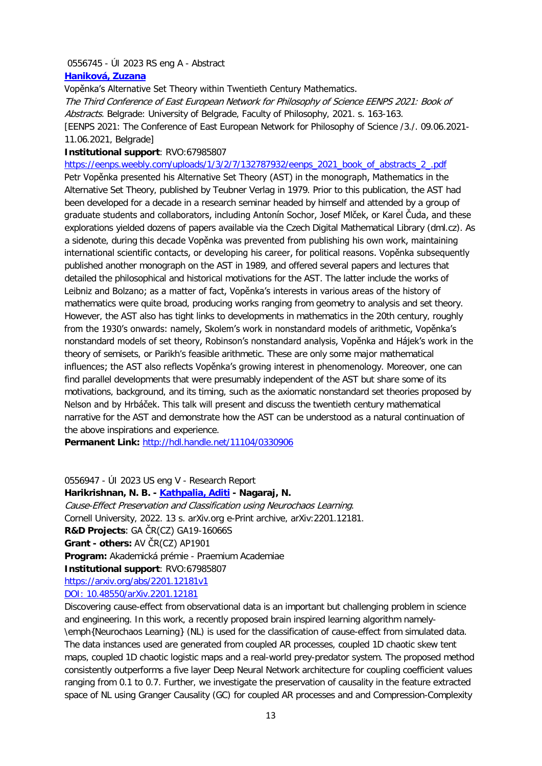0556745 - ÚI 2023 RS eng A - Abstract

**[Haniková, Zuzana]**

Vopěnka's Alternative Set Theory within Twentieth Century Mathematics.

*The Third Conference of East European Network for Philosophy of Science EENPS 2021: Book of Abstracts.* Belgrade: University of Belgrade, Faculty of Philosophy, 2021. s. 163-163.

[EENPS 2021: The Conference of East European Network for Philosophy of Science /3./. 09.06.2021-11.06.2021, Belgrade]

**Institutional support**: RVO:67985807

https://eenps.weebly.com/uploads/1/3/2/7/132787932/eenps_2021_book_of_abstracts_2_.pdf

Petr Vopěnka presented his Alternative Set Theory (AST) in the monograph, Mathematics in the Alternative Set Theory, published by Teubner Verlag in 1979. Prior to this publication, the AST had been developed for a decade in a research seminar headed by himself and attended by a group of graduate students and collaborators, including Antonín Sochor, Josef Mlček, or Karel Čuda, and these explorations yielded dozens of papers available via the Czech Digital Mathematical Library (dml.cz). As a sidenote, during this decade Vopěnka was prevented from publishing his own work, maintaining international scientific contacts, or developing his career, for political reasons. Vopěnka subsequently published another monograph on the AST in 1989, and offered several papers and lectures that detailed the philosophical and historical motivations for the AST. The latter include the works of Leibniz and Bolzano; as a matter of fact, Vopěnka's interests in various areas of the history of mathematics were quite broad, producing works ranging from geometry to analysis and set theory. However, the AST also has tight links to developments in mathematics in the 20th century, roughly from the 1930's onwards: namely, Skolem's work in nonstandard models of arithmetic, Vopěnka's nonstandard models of set theory, Robinson's nonstandard analysis, Vopěnka and Hájek's work in the theory of semisets, or Parikh's feasible arithmetic. These are only some major mathematical influences; the AST also reflects Vopěnka's growing interest in phenomenology. Moreover, one can find parallel developments that were presumably independent of the AST but share some of its motivations, background, and its timing, such as the axiomatic nonstandard set theories proposed by Nelson and by Hrbáček. This talk will present and discuss the twentieth century mathematical narrative for the AST and demonstrate how the AST can be understood as a natural continuation of the above inspirations and experience.

**Permanent Link:** http://hdl.handle.net/11104/0330906

0556947 - ÚI 2023 US eng V - Research Report

**Harikrishnan, N. B. - [Kathpalia, Aditi] - Nagaraj, N.**

*Cause-Effect Preservation and Classification using Neurochaos Learning.*

Cornell University, 2022. 13 s. arXiv.org e-Print archive, arXiv:2201.12181.

**R&D Projects**: GA ČR(CZ) GA19-16066S

**Grant - others:** AV ČR(CZ) AP1901

**Program:** Akademická prémie - Praemium Academiae

**Institutional support**: RVO:67985807

https://arxiv.org/abs/2201.12181v1

DOI: 10.48550/arXiv.2201.12181

Discovering cause-effect from observational data is an important but challenging problem in science and engineering. In this work, a recently proposed brain inspired learning algorithm namely-\emph{Neurochaos Learning} (NL) is used for the classification of cause-effect from simulated data. The data instances used are generated from coupled AR processes, coupled 1D chaotic skew tent maps, coupled 1D chaotic logistic maps and a real-world prey-predator system. The proposed method consistently outperforms a five layer Deep Neural Network architecture for coupling coefficient values ranging from 0.1 to 0.7. Further, we investigate the preservation of causality in the feature extracted space of NL using Granger Causality (GC) for coupled AR processes and and Compression-Complexity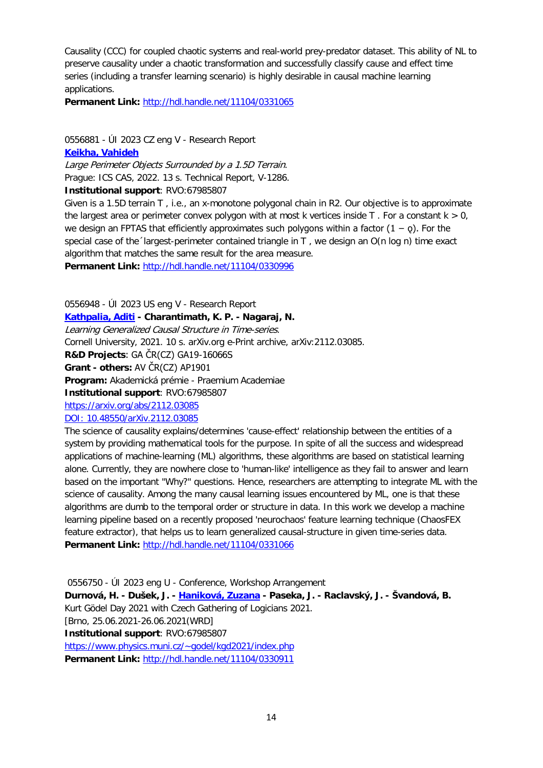Causality (CCC) for coupled chaotic systems and real-world prey-predator dataset. This ability of NL to preserve causality under a chaotic transformation and successfully classify cause and effect time series (including a transfer learning scenario) is highly desirable in causal machine learning applications.

**Permanent Link:** http://hdl.handle.net/11104/0331065

0556881 - ÚI 2023 CZ eng V - Research Report

**Keikha, Vahideh**

*Large Perimeter Objects Surrounded by a 1.5D Terrain*.

Prague: ICS CAS, 2022. 13 s. Technical Report, V-1286.

**Institutional support**: RVO:67985807

Given is a 1.5D terrain T , i.e., an x-monotone polygonal chain in R2. Our objective is to approximate the largest area or perimeter convex polygon with at most k vertices inside T . For a constant k > 0, we design an FPTAS that efficiently approximates such polygons within a factor (1 − ǫ). For the special case of the´largest-perimeter contained triangle in T , we design an O(n log n) time exact algorithm that matches the same result for the area measure.

**Permanent Link:** http://hdl.handle.net/11104/0330996

0556948 - ÚI 2023 US eng V - Research Report

**Kathpalia, Aditi - Charantimath, K. P. - Nagaraj, N.**

*Learning Generalized Causal Structure in Time-series*.

Cornell University, 2021. 10 s. arXiv.org e-Print archive, arXiv:2112.03085.

**R&D Projects**: GA ČR(CZ) GA19-16066S

**Grant - others:** AV ČR(CZ) AP1901

**Program:** Akademická prémie - Praemium Academiae

**Institutional support**: RVO:67985807

https://arxiv.org/abs/2112.03085

DOI: 10.48550/arXiv.2112.03085

The science of causality explains/determines 'cause-effect' relationship between the entities of a system by providing mathematical tools for the purpose. In spite of all the success and widespread applications of machine-learning (ML) algorithms, these algorithms are based on statistical learning alone. Currently, they are nowhere close to 'human-like' intelligence as they fail to answer and learn based on the important "Why?" questions. Hence, researchers are attempting to integrate ML with the science of causality. Among the many causal learning issues encountered by ML, one is that these algorithms are dumb to the temporal order or structure in data. In this work we develop a machine learning pipeline based on a recently proposed 'neurochaos' feature learning technique (ChaosFEX feature extractor), that helps us to learn generalized causal-structure in given time-series data.

**Permanent Link:** http://hdl.handle.net/11104/0331066

0556750 - ÚI 2023 eng U - Conference, Workshop Arrangement

**Durnová, H. - Dušek, J. - Haniková, Zuzana - Paseka, J. - Raclavský, J. - Švandová, B.**

Kurt Gödel Day 2021 with Czech Gathering of Logicians 2021.

[Brno, 25.06.2021-26.06.2021(WRD]

**Institutional support**: RVO:67985807

https://www.physics.muni.cz/~godel/kgd2021/index.php

**Permanent Link:** http://hdl.handle.net/11104/0330911